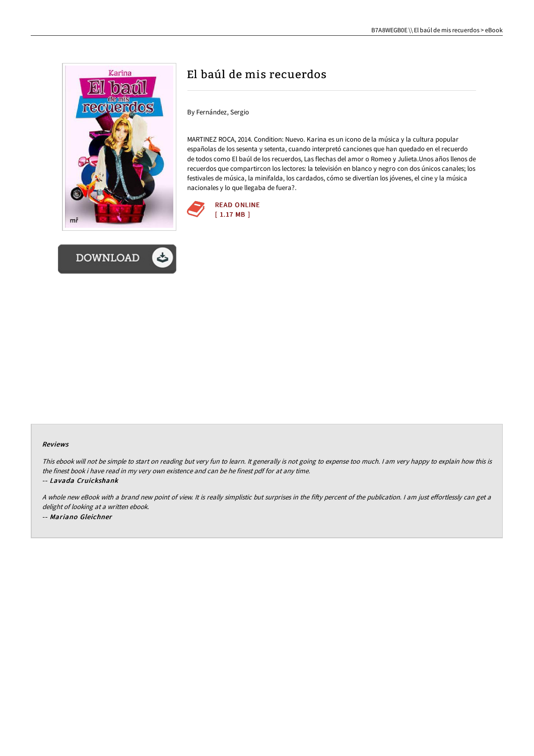# El baúl de mis recuerdos

By Fernández, Sergio

MARTINEZ ROCA, 2014. Condition: Nuevo. Karina es un icono de la música y la cultura popular españolas de los sesenta y setenta, cuando interpretó canciones que han quedado en el recuerdo de todos como El baúl de los recuerdos, Las flechas del amor o Romeo y Julieta.Unos años llenos de recuerdos que compartircon los lectores: la televisión en blanco y negro con dos únicos canales; los festivales de música, la minifalda, los cardados, cómo se divertían los jóvenes, el cine y la música nacionales y lo que llegaba de fuera?.

READ ONLINE
[ 1.17 MB ]

DOWNLOAD

### Reviews

*This ebook will not be simple to start on reading but very fun to learn. It generally is not going to expense too much. I am very happy to explain how this is the finest book i have read in my very own existence and can be he finest pdf for at any time.*

-- ***Lavada Cruickshank***

*A whole new eBook with a brand new point of view. It is really simplistic but surprises in the fifty percent of the publication. I am just effortlessly can get a delight of looking at a written ebook.*

-- ***Mariano Gleichner***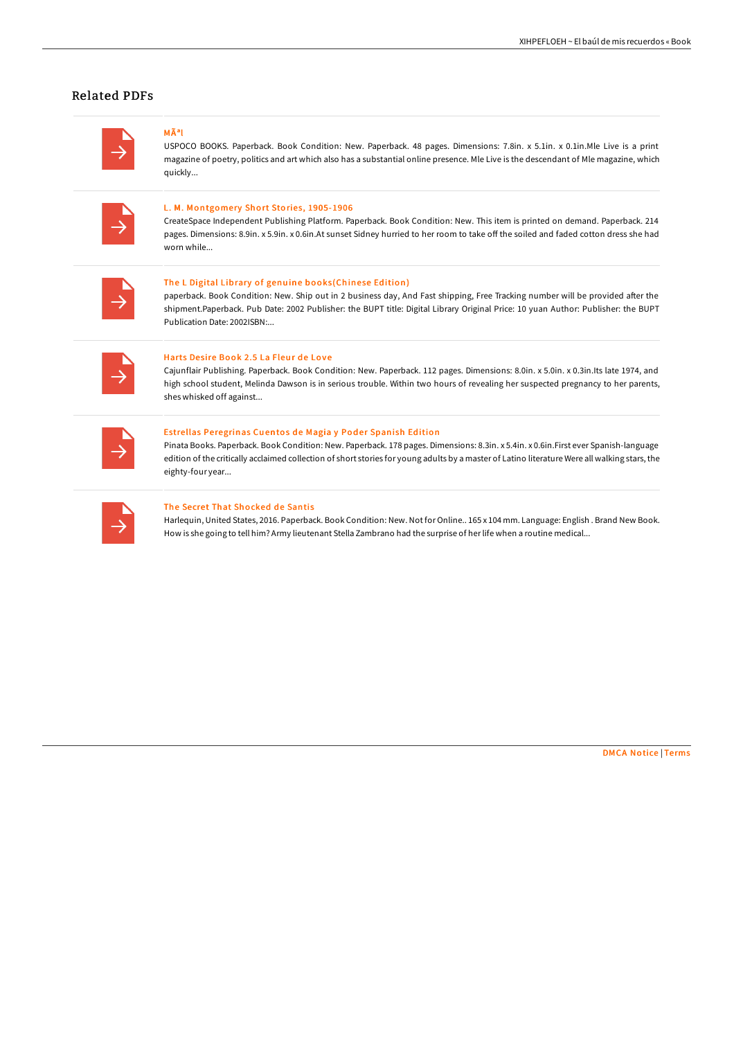## Related PDFs

### MÃªl

USPOCO BOOKS. Paperback. Book Condition: New. Paperback. 48 pages. Dimensions: 7.8in. x 5.1in. x 0.1in.Mle Live is a print magazine of poetry, politics and art which also has a substantial online presence. Mle Live is the descendant of Mle magazine, which quickly...

### L. M. Montgomery Short Stories, 1905-1906

CreateSpace Independent Publishing Platform. Paperback. Book Condition: New. This item is printed on demand. Paperback. 214 pages. Dimensions: 8.9in. x 5.9in. x 0.6in.At sunset Sidney hurried to her room to take off the soiled and faded cotton dress she had worn while...

### The L Digital Library of genuine books(Chinese Edition)

paperback. Book Condition: New. Ship out in 2 business day, And Fast shipping, Free Tracking number will be provided after the shipment.Paperback. Pub Date: 2002 Publisher: the BUPT title: Digital Library Original Price: 10 yuan Author: Publisher: the BUPT Publication Date: 2002ISBN:...

### Harts Desire Book 2.5 La Fleur de Love

Cajunflair Publishing. Paperback. Book Condition: New. Paperback. 112 pages. Dimensions: 8.0in. x 5.0in. x 0.3in.Its late 1974, and high school student, Melinda Dawson is in serious trouble. Within two hours of revealing her suspected pregnancy to her parents, shes whisked off against...

### Estrellas Peregrinas Cuentos de Magia y Poder Spanish Edition

Pinata Books. Paperback. Book Condition: New. Paperback. 178 pages. Dimensions: 8.3in. x 5.4in. x 0.6in.First ever Spanish-language edition of the critically acclaimed collection of short stories for young adults by a master of Latino literature Were all walking stars, the eighty-four year...

### The Secret That Shocked de Santis

Harlequin, United States, 2016. Paperback. Book Condition: New. Not for Online.. 165 x 104 mm. Language: English . Brand New Book. How is she going to tell him? Army lieutenant Stella Zambrano had the surprise of her life when a routine medical...